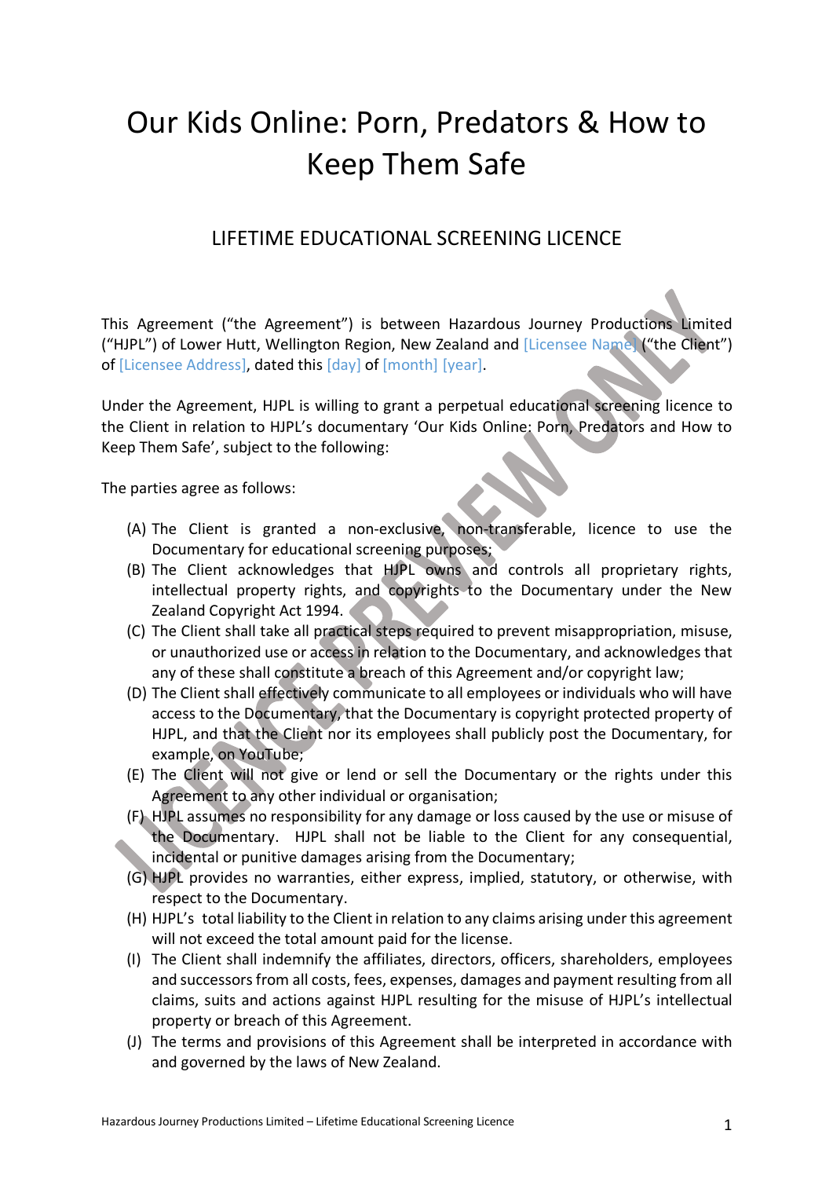# Our Kids Online: Porn, Predators & How to Keep Them Safe

## LIFETIME EDUCATIONAL SCREENING LICENCE

This Agreement ("the Agreement") is between Hazardous Journey Productions Limited ("HJPL") of Lower Hutt, Wellington Region, New Zealand and [Licensee Name] ("the Client") of [Licensee Address], dated this [day] of [month] [year].

Under the Agreement, HJPL is willing to grant a perpetual educational screening licence to the Client in relation to HJPL's documentary 'Our Kids Online: Porn, Predators and How to Keep Them Safe', subject to the following:

The parties agree as follows:

(A) The Client is granted a non-exclusive, non-transferable, licence to use the Documentary for educational screening purposes;

(B) The Client acknowledges that HJPL owns and controls all proprietary rights, intellectual property rights, and copyrights to the Documentary under the New Zealand Copyright Act 1994.

(C) The Client shall take all practical steps required to prevent misappropriation, misuse, or unauthorized use or access in relation to the Documentary, and acknowledges that any of these shall constitute a breach of this Agreement and/or copyright law;

(D) The Client shall effectively communicate to all employees or individuals who will have access to the Documentary, that the Documentary is copyright protected property of HJPL, and that the Client nor its employees shall publicly post the Documentary, for example, on YouTube;

(E) The Client will not give or lend or sell the Documentary or the rights under this Agreement to any other individual or organisation;

(F) HJPL assumes no responsibility for any damage or loss caused by the use or misuse of the Documentary. HJPL shall not be liable to the Client for any consequential, incidental or punitive damages arising from the Documentary;

(G) HJPL provides no warranties, either express, implied, statutory, or otherwise, with respect to the Documentary.

(H) HJPL's total liability to the Client in relation to any claims arising under this agreement will not exceed the total amount paid for the license.

(I) The Client shall indemnify the affiliates, directors, officers, shareholders, employees and successors from all costs, fees, expenses, damages and payment resulting from all claims, suits and actions against HJPL resulting for the misuse of HJPL's intellectual property or breach of this Agreement.

(J) The terms and provisions of this Agreement shall be interpreted in accordance with and governed by the laws of New Zealand.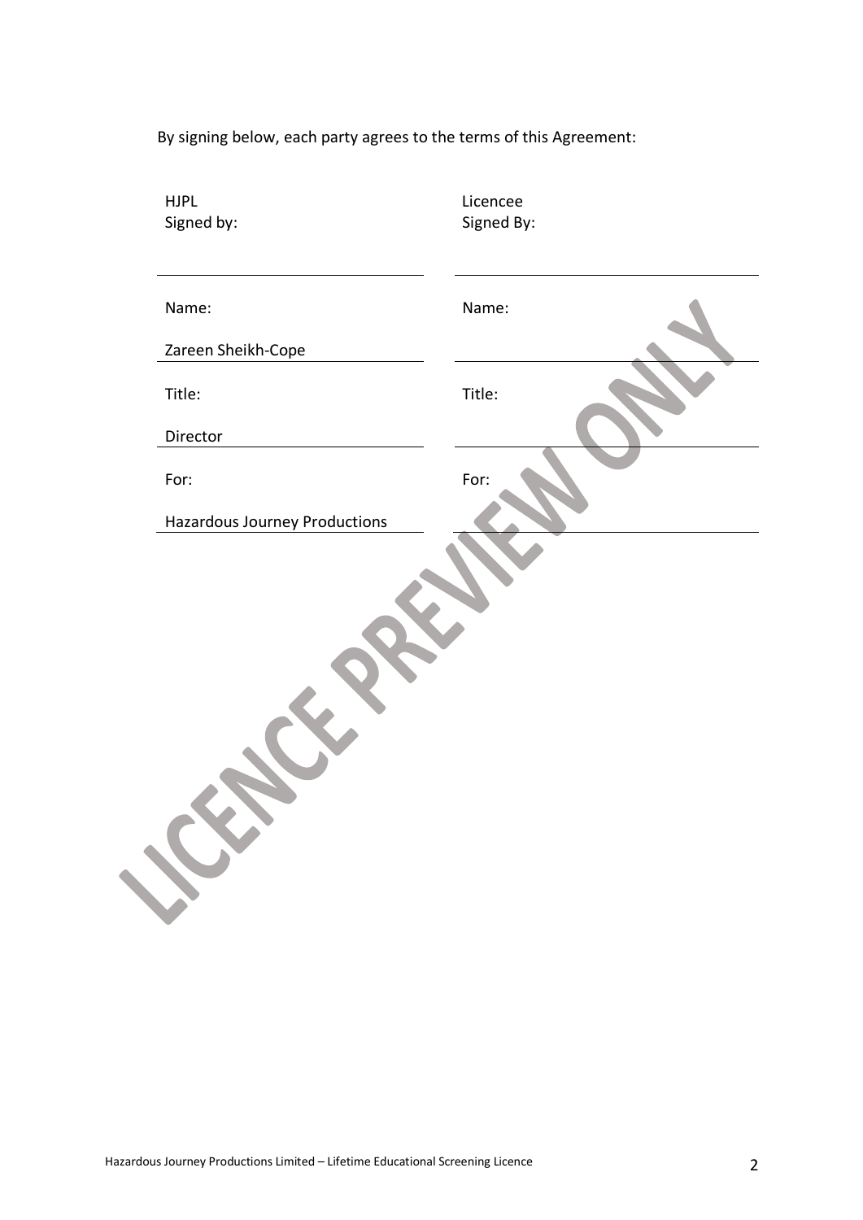By signing below, each party agrees to the terms of this Agreement:

| HJPL | Licencee |
|---|---|
| Signed by: | Signed By: |
| | |
| Name: | Name: |
| Zareen Sheikh-Cope | |
| Title: | Title: |
| Director | |
| For: | For: |
| Hazardous Journey Productions | |

LICENCE PREVIEW ONLY